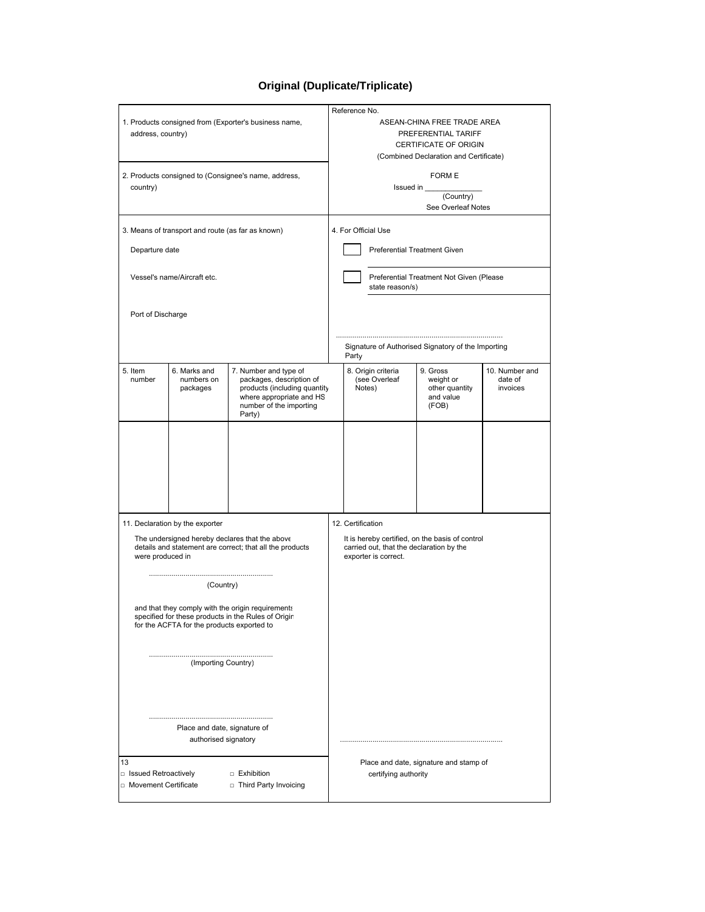# Original (Duplicate/Triplicate)

| 1. Products consigned from (Exporter's business name, address, country) | Reference No.<br>ASEAN-CHINA FREE TRADE AREA<br>PREFERENTIAL TARIFF<br>CERTIFICATE OF ORIGIN<br>(Combined Declaration and Certificate) |
|---|---|
| 2. Products consigned to (Consignee's name, address, country) | FORM E<br>Issued in ______________<br>(Country)<br>See Overleaf Notes |
| 3. Means of transport and route (as far as known)<br><br>Departure date<br><br>Vessel's name/Aircraft etc.<br><br>Port of Discharge | 4. For Official Use<br><br>☐ Preferential Treatment Given<br><br>☐ Preferential Treatment Not Given (Please state reason/s)<br><br>.................................................................................<br>Signature of Authorised Signatory of the Importing Party |

| 5. Item number | 6. Marks and numbers on packages | 7. Number and type of packages, description of products (including quantity where appropriate and HS number of the importing Party) | 8. Origin criteria (see Overleaf Notes) | 9. Gross weight or other quantity and value (FOB) | 10. Number and date of invoices |
|---|---|---|---|---|---|
| | | | | | |

| 11. Declaration by the exporter | 12. Certification |
|---|---|
| The undersigned hereby declares that the above details and statement are correct; that all the products were produced in<br><br>.............................................................<br>(Country)<br><br>and that they comply with the origin requirements specified for these products in the Rules of Origin for the ACFTA for the products exported to<br><br>.............................................................<br>(Importing Country)<br><br>.............................................................<br>Place and date, signature of authorised signatory | It is hereby certified, on the basis of control carried out, that the declaration by the exporter is correct.<br><br>...............................................................................<br>Place and date, signature and stamp of certifying authority |
| 13<br>□ Issued Retroactively □ Exhibition<br>□ Movement Certificate □ Third Party Invoicing | |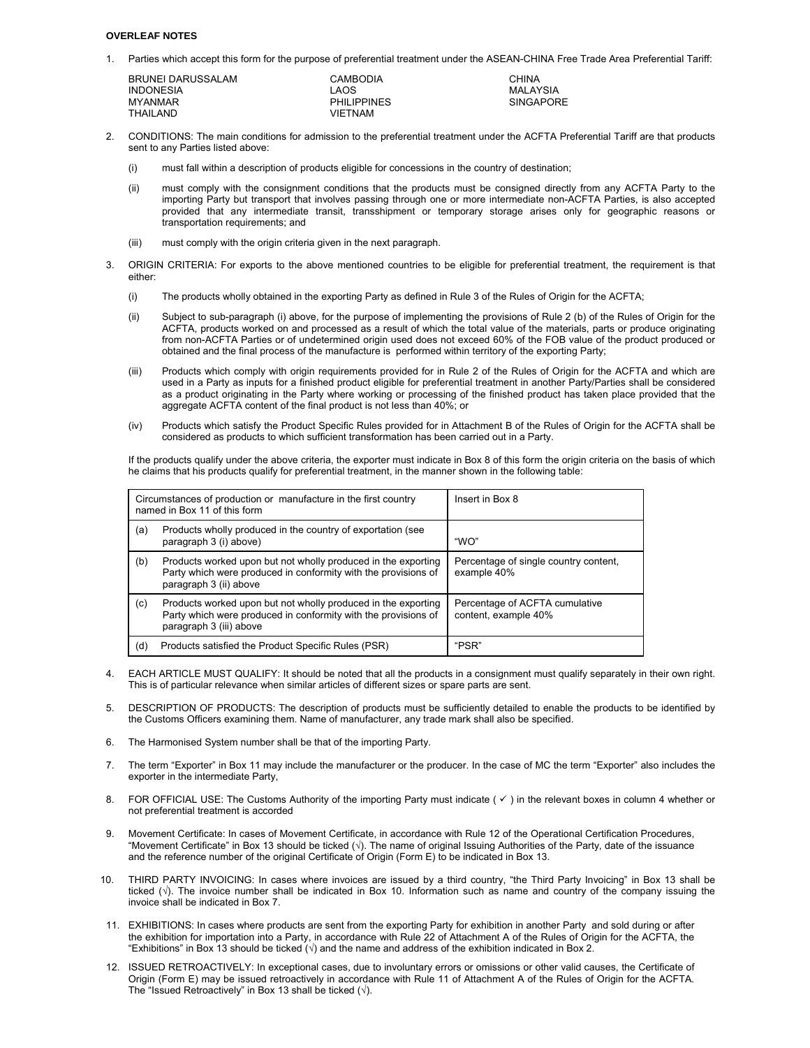**OVERLEAF NOTES**

1. Parties which accept this form for the purpose of preferential treatment under the ASEAN-CHINA Free Trade Area Preferential Tariff:

   BRUNEI DARUSSALAM
   CAMBODIA
   CHINA
   INDONESIA
   LAOS
   MALAYSIA
   MYANMAR
   PHILIPPINES
   SINGAPORE
   THAILAND
   VIETNAM

2. CONDITIONS: The main conditions for admission to the preferential treatment under the ACFTA Preferential Tariff are that products sent to any Parties listed above:

   (i) must fall within a description of products eligible for concessions in the country of destination;

   (ii) must comply with the consignment conditions that the products must be consigned directly from any ACFTA Party to the importing Party but transport that involves passing through one or more intermediate non-ACFTA Parties, is also accepted provided that any intermediate transit, transshipment or temporary storage arises only for geographic reasons or transportation requirements; and

   (iii) must comply with the origin criteria given in the next paragraph.

3. ORIGIN CRITERIA: For exports to the above mentioned countries to be eligible for preferential treatment, the requirement is that either:

   (i) The products wholly obtained in the exporting Party as defined in Rule 3 of the Rules of Origin for the ACFTA;

   (ii) Subject to sub-paragraph (i) above, for the purpose of implementing the provisions of Rule 2 (b) of the Rules of Origin for the ACFTA, products worked on and processed as a result of which the total value of the materials, parts or produce originating from non-ACFTA Parties or of undetermined origin used does not exceed 60% of the FOB value of the product produced or obtained and the final process of the manufacture is performed within territory of the exporting Party;

   (iii) Products which comply with origin requirements provided for in Rule 2 of the Rules of Origin for the ACFTA and which are used in a Party as inputs for a finished product eligible for preferential treatment in another Party/Parties shall be considered as a product originating in the Party where working or processing of the finished product has taken place provided that the aggregate ACFTA content of the final product is not less than 40%; or

   (iv) Products which satisfy the Product Specific Rules provided for in Attachment B of the Rules of Origin for the ACFTA shall be considered as products to which sufficient transformation has been carried out in a Party.

   If the products qualify under the above criteria, the exporter must indicate in Box 8 of this form the origin criteria on the basis of which he claims that his products qualify for preferential treatment, in the manner shown in the following table:

| Circumstances of production or manufacture in the first country named in Box 11 of this form | | Insert in Box 8 |
|---|---|---|
| (a) | Products wholly produced in the country of exportation (see paragraph 3 (i) above) | "WO" |
| (b) | Products worked upon but not wholly produced in the exporting Party which were produced in conformity with the provisions of paragraph 3 (ii) above | Percentage of single country content, example 40% |
| (c) | Products worked upon but not wholly produced in the exporting Party which were produced in conformity with the provisions of paragraph 3 (iii) above | Percentage of ACFTA cumulative content, example 40% |
| (d) | Products satisfied the Product Specific Rules (PSR) | "PSR" |

4. EACH ARTICLE MUST QUALIFY: It should be noted that all the products in a consignment must qualify separately in their own right. This is of particular relevance when similar articles of different sizes or spare parts are sent.

5. DESCRIPTION OF PRODUCTS: The description of products must be sufficiently detailed to enable the products to be identified by the Customs Officers examining them. Name of manufacturer, any trade mark shall also be specified.

6. The Harmonised System number shall be that of the importing Party.

7. The term "Exporter" in Box 11 may include the manufacturer or the producer. In the case of MC the term "Exporter" also includes the exporter in the intermediate Party,

8. FOR OFFICIAL USE: The Customs Authority of the importing Party must indicate ( ✓ ) in the relevant boxes in column 4 whether or not preferential treatment is accorded

9. Movement Certificate: In cases of Movement Certificate, in accordance with Rule 12 of the Operational Certification Procedures, "Movement Certificate" in Box 13 should be ticked (√). The name of original Issuing Authorities of the Party, date of the issuance and the reference number of the original Certificate of Origin (Form E) to be indicated in Box 13.

10. THIRD PARTY INVOICING: In cases where invoices are issued by a third country, "the Third Party Invoicing" in Box 13 shall be ticked (√). The invoice number shall be indicated in Box 10. Information such as name and country of the company issuing the invoice shall be indicated in Box 7.

11. EXHIBITIONS: In cases where products are sent from the exporting Party for exhibition in another Party and sold during or after the exhibition for importation into a Party, in accordance with Rule 22 of Attachment A of the Rules of Origin for the ACFTA, the "Exhibitions" in Box 13 should be ticked (√) and the name and address of the exhibition indicated in Box 2.

12. ISSUED RETROACTIVELY: In exceptional cases, due to involuntary errors or omissions or other valid causes, the Certificate of Origin (Form E) may be issued retroactively in accordance with Rule 11 of Attachment A of the Rules of Origin for the ACFTA. The "Issued Retroactively" in Box 13 shall be ticked (√).